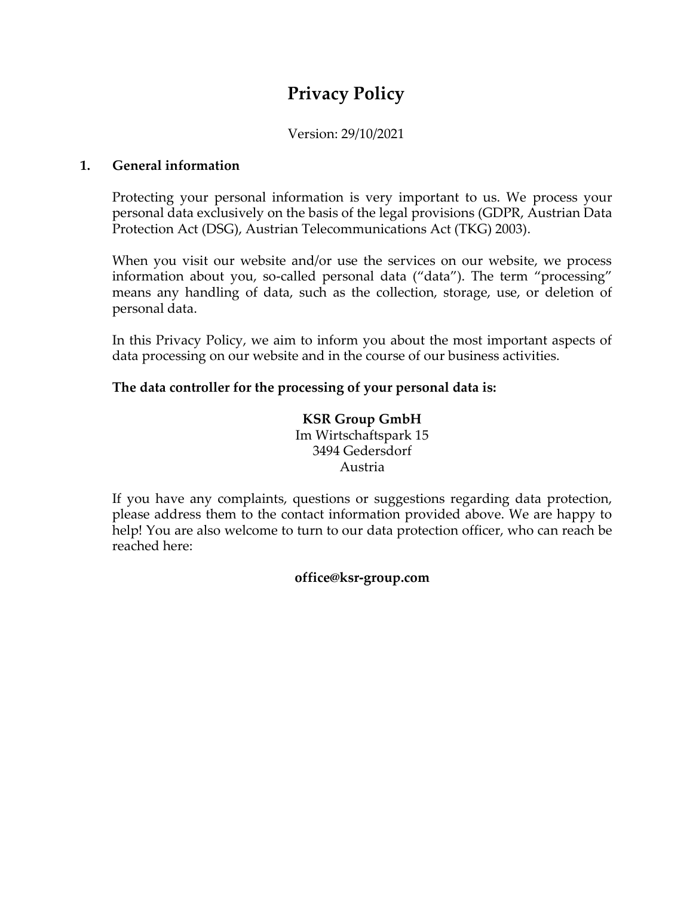# Privacy Policy

Version: 29/10/2021

## 1. General information

Protecting your personal information is very important to us. We process your personal data exclusively on the basis of the legal provisions (GDPR, Austrian Data Protection Act (DSG), Austrian Telecommunications Act (TKG) 2003).

When you visit our website and/or use the services on our website, we process information about you, so-called personal data (“data”). The term “processing” means any handling of data, such as the collection, storage, use, or deletion of personal data.

In this Privacy Policy, we aim to inform you about the most important aspects of data processing on our website and in the course of our business activities.

**The data controller for the processing of your personal data is:**

**KSR Group GmbH**
Im Wirtschaftspark 15
3494 Gedersdorf
Austria

If you have any complaints, questions or suggestions regarding data protection, please address them to the contact information provided above. We are happy to help! You are also welcome to turn to our data protection officer, who can reach be reached here:

**office@ksr-group.com**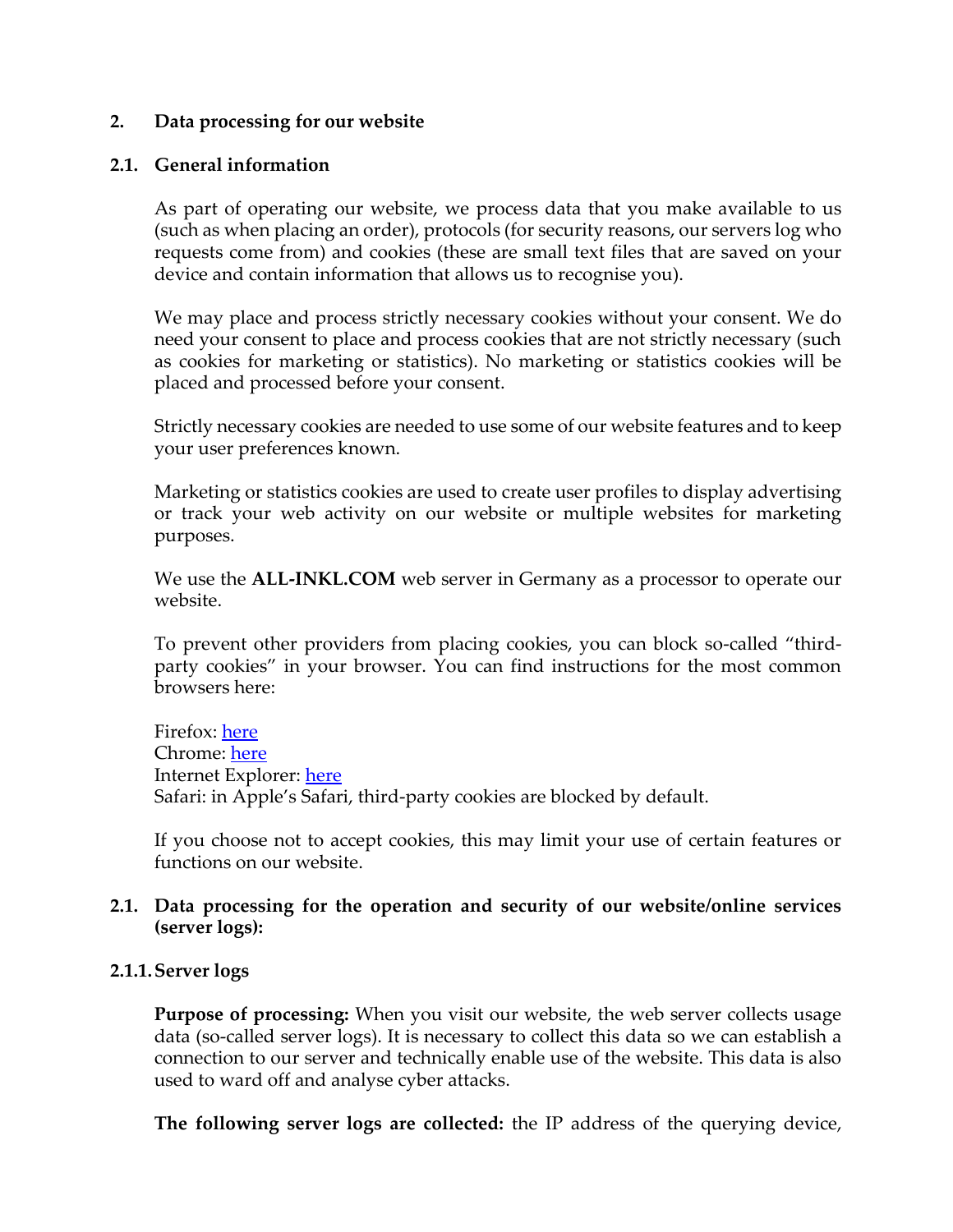## 2. Data processing for our website

### 2.1. General information

As part of operating our website, we process data that you make available to us (such as when placing an order), protocols (for security reasons, our servers log who requests come from) and cookies (these are small text files that are saved on your device and contain information that allows us to recognise you).

We may place and process strictly necessary cookies without your consent. We do need your consent to place and process cookies that are not strictly necessary (such as cookies for marketing or statistics). No marketing or statistics cookies will be placed and processed before your consent.

Strictly necessary cookies are needed to use some of our website features and to keep your user preferences known.

Marketing or statistics cookies are used to create user profiles to display advertising or track your web activity on our website or multiple websites for marketing purposes.

We use the **ALL-INKL.COM** web server in Germany as a processor to operate our website.

To prevent other providers from placing cookies, you can block so-called “third-party cookies” in your browser. You can find instructions for the most common browsers here:

Firefox: here
Chrome: here
Internet Explorer: here
Safari: in Apple’s Safari, third-party cookies are blocked by default.

If you choose not to accept cookies, this may limit your use of certain features or functions on our website.

### 2.1. Data processing for the operation and security of our website/online services (server logs):

#### 2.1.1. Server logs

**Purpose of processing:** When you visit our website, the web server collects usage data (so-called server logs). It is necessary to collect this data so we can establish a connection to our server and technically enable use of the website. This data is also used to ward off and analyse cyber attacks.

**The following server logs are collected:** the IP address of the querying device,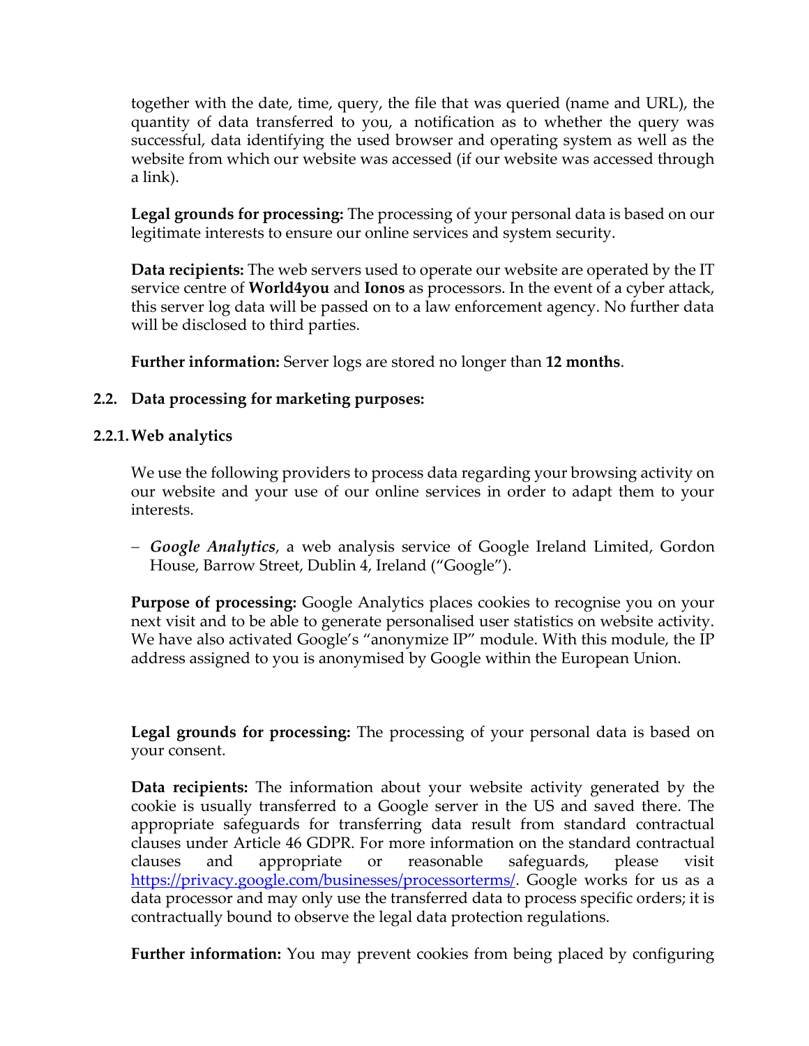together with the date, time, query, the file that was queried (name and URL), the quantity of data transferred to you, a notification as to whether the query was successful, data identifying the used browser and operating system as well as the website from which our website was accessed (if our website was accessed through a link).

**Legal grounds for processing:** The processing of your personal data is based on our legitimate interests to ensure our online services and system security.

**Data recipients:** The web servers used to operate our website are operated by the IT service centre of **World4you** and **Ionos** as processors. In the event of a cyber attack, this server log data will be passed on to a law enforcement agency. No further data will be disclosed to third parties.

**Further information:** Server logs are stored no longer than **12 months**.

### 2.2. Data processing for marketing purposes:

#### 2.2.1. Web analytics

We use the following providers to process data regarding your browsing activity on our website and your use of our online services in order to adapt them to your interests.

- ***Google Analytics***, a web analysis service of Google Ireland Limited, Gordon House, Barrow Street, Dublin 4, Ireland ("Google").

**Purpose of processing:** Google Analytics places cookies to recognise you on your next visit and to be able to generate personalised user statistics on website activity. We have also activated Google's "anonymize IP" module. With this module, the IP address assigned to you is anonymised by Google within the European Union.

**Legal grounds for processing:** The processing of your personal data is based on your consent.

**Data recipients:** The information about your website activity generated by the cookie is usually transferred to a Google server in the US and saved there. The appropriate safeguards for transferring data result from standard contractual clauses under Article 46 GDPR. For more information on the standard contractual clauses and appropriate or reasonable safeguards, please visit https://privacy.google.com/businesses/processorterms/. Google works for us as a data processor and may only use the transferred data to process specific orders; it is contractually bound to observe the legal data protection regulations.

**Further information:** You may prevent cookies from being placed by configuring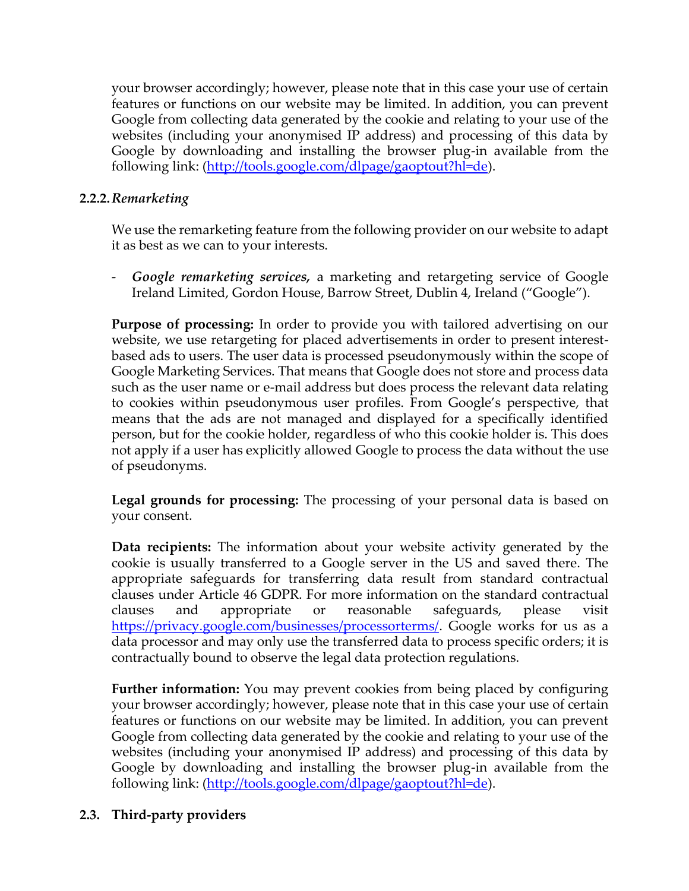your browser accordingly; however, please note that in this case your use of certain features or functions on our website may be limited. In addition, you can prevent Google from collecting data generated by the cookie and relating to your use of the websites (including your anonymised IP address) and processing of this data by Google by downloading and installing the browser plug-in available from the following link: (http://tools.google.com/dlpage/gaoptout?hl=de).

#### 2.2.2. *Remarketing*

We use the remarketing feature from the following provider on our website to adapt it as best as we can to your interests.

- ***Google remarketing services***, a marketing and retargeting service of Google Ireland Limited, Gordon House, Barrow Street, Dublin 4, Ireland ("Google").

**Purpose of processing:** In order to provide you with tailored advertising on our website, we use retargeting for placed advertisements in order to present interest-based ads to users. The user data is processed pseudonymously within the scope of Google Marketing Services. That means that Google does not store and process data such as the user name or e-mail address but does process the relevant data relating to cookies within pseudonymous user profiles. From Google's perspective, that means that the ads are not managed and displayed for a specifically identified person, but for the cookie holder, regardless of who this cookie holder is. This does not apply if a user has explicitly allowed Google to process the data without the use of pseudonyms.

**Legal grounds for processing:** The processing of your personal data is based on your consent.

**Data recipients:** The information about your website activity generated by the cookie is usually transferred to a Google server in the US and saved there. The appropriate safeguards for transferring data result from standard contractual clauses under Article 46 GDPR. For more information on the standard contractual clauses and appropriate or reasonable safeguards, please visit https://privacy.google.com/businesses/processorterms/. Google works for us as a data processor and may only use the transferred data to process specific orders; it is contractually bound to observe the legal data protection regulations.

**Further information:** You may prevent cookies from being placed by configuring your browser accordingly; however, please note that in this case your use of certain features or functions on our website may be limited. In addition, you can prevent Google from collecting data generated by the cookie and relating to your use of the websites (including your anonymised IP address) and processing of this data by Google by downloading and installing the browser plug-in available from the following link: (http://tools.google.com/dlpage/gaoptout?hl=de).

### 2.3. Third-party providers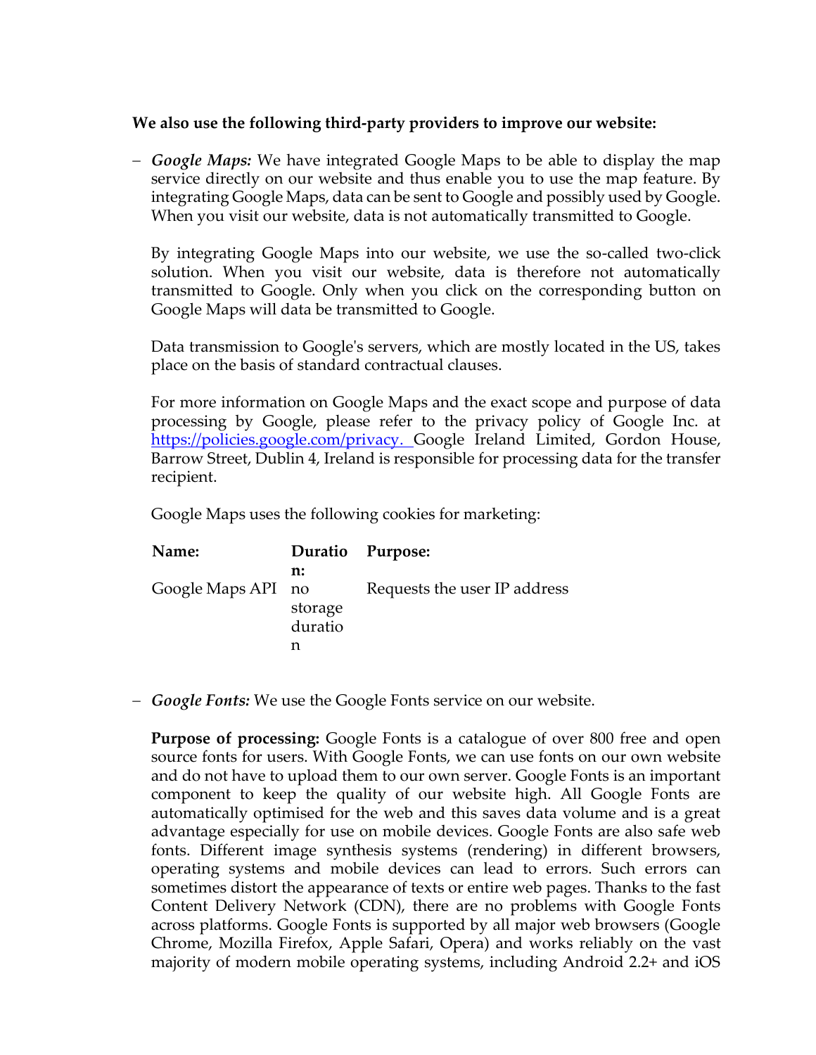**We also use the following third-party providers to improve our website:**

- ***Google Maps:*** We have integrated Google Maps to be able to display the map service directly on our website and thus enable you to use the map feature. By integrating Google Maps, data can be sent to Google and possibly used by Google. When you visit our website, data is not automatically transmitted to Google.

  By integrating Google Maps into our website, we use the so-called two-click solution. When you visit our website, data is therefore not automatically transmitted to Google. Only when you click on the corresponding button on Google Maps will data be transmitted to Google.

  Data transmission to Google's servers, which are mostly located in the US, takes place on the basis of standard contractual clauses.

  For more information on Google Maps and the exact scope and purpose of data processing by Google, please refer to the privacy policy of Google Inc. at [https://policies.google.com/privacy.](https://policies.google.com/privacy) Google Ireland Limited, Gordon House, Barrow Street, Dublin 4, Ireland is responsible for processing data for the transfer recipient.

  Google Maps uses the following cookies for marketing:

  | Name: | Duration: | Purpose: |
  |---|---|---|
  | Google Maps API | no storage duration | Requests the user IP address |

- ***Google Fonts:*** We use the Google Fonts service on our website.

  **Purpose of processing:** Google Fonts is a catalogue of over 800 free and open source fonts for users. With Google Fonts, we can use fonts on our own website and do not have to upload them to our own server. Google Fonts is an important component to keep the quality of our website high. All Google Fonts are automatically optimised for the web and this saves data volume and is a great advantage especially for use on mobile devices. Google Fonts are also safe web fonts. Different image synthesis systems (rendering) in different browsers, operating systems and mobile devices can lead to errors. Such errors can sometimes distort the appearance of texts or entire web pages. Thanks to the fast Content Delivery Network (CDN), there are no problems with Google Fonts across platforms. Google Fonts is supported by all major web browsers (Google Chrome, Mozilla Firefox, Apple Safari, Opera) and works reliably on the vast majority of modern mobile operating systems, including Android 2.2+ and iOS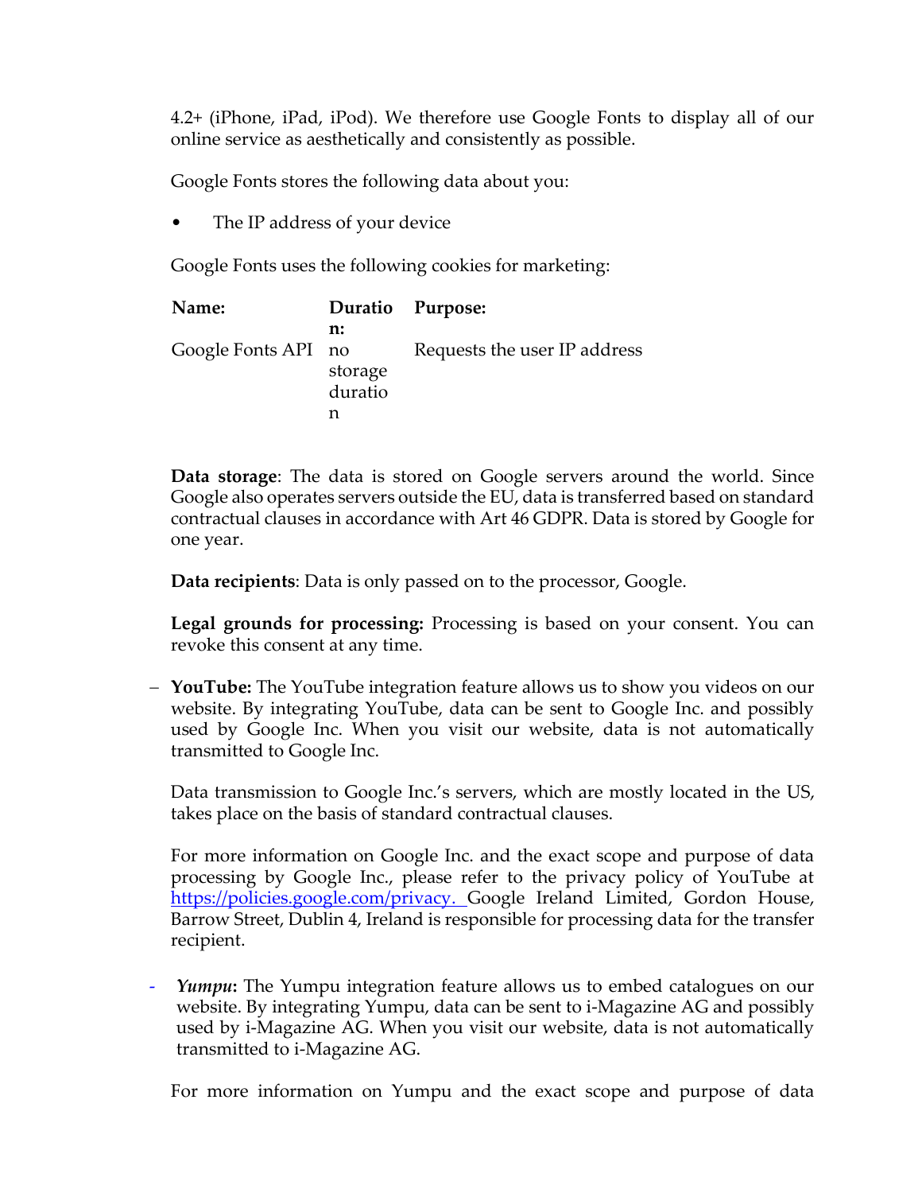4.2+ (iPhone, iPad, iPod). We therefore use Google Fonts to display all of our online service as aesthetically and consistently as possible.

Google Fonts stores the following data about you:

- The IP address of your device

Google Fonts uses the following cookies for marketing:

| Name: | Duration: | Purpose: |
| --- | --- | --- |
| Google Fonts API | no storage duration | Requests the user IP address |

**Data storage**: The data is stored on Google servers around the world. Since Google also operates servers outside the EU, data is transferred based on standard contractual clauses in accordance with Art 46 GDPR. Data is stored by Google for one year.

**Data recipients**: Data is only passed on to the processor, Google.

**Legal grounds for processing:** Processing is based on your consent. You can revoke this consent at any time.

- **YouTube:** The YouTube integration feature allows us to show you videos on our website. By integrating YouTube, data can be sent to Google Inc. and possibly used by Google Inc. When you visit our website, data is not automatically transmitted to Google Inc.

  Data transmission to Google Inc.'s servers, which are mostly located in the US, takes place on the basis of standard contractual clauses.

  For more information on Google Inc. and the exact scope and purpose of data processing by Google Inc., please refer to the privacy policy of YouTube at [https://policies.google.com/privacy.](https://policies.google.com/privacy) Google Ireland Limited, Gordon House, Barrow Street, Dublin 4, Ireland is responsible for processing data for the transfer recipient.

- ***Yumpu*:** The Yumpu integration feature allows us to embed catalogues on our website. By integrating Yumpu, data can be sent to i-Magazine AG and possibly used by i-Magazine AG. When you visit our website, data is not automatically transmitted to i-Magazine AG.

  For more information on Yumpu and the exact scope and purpose of data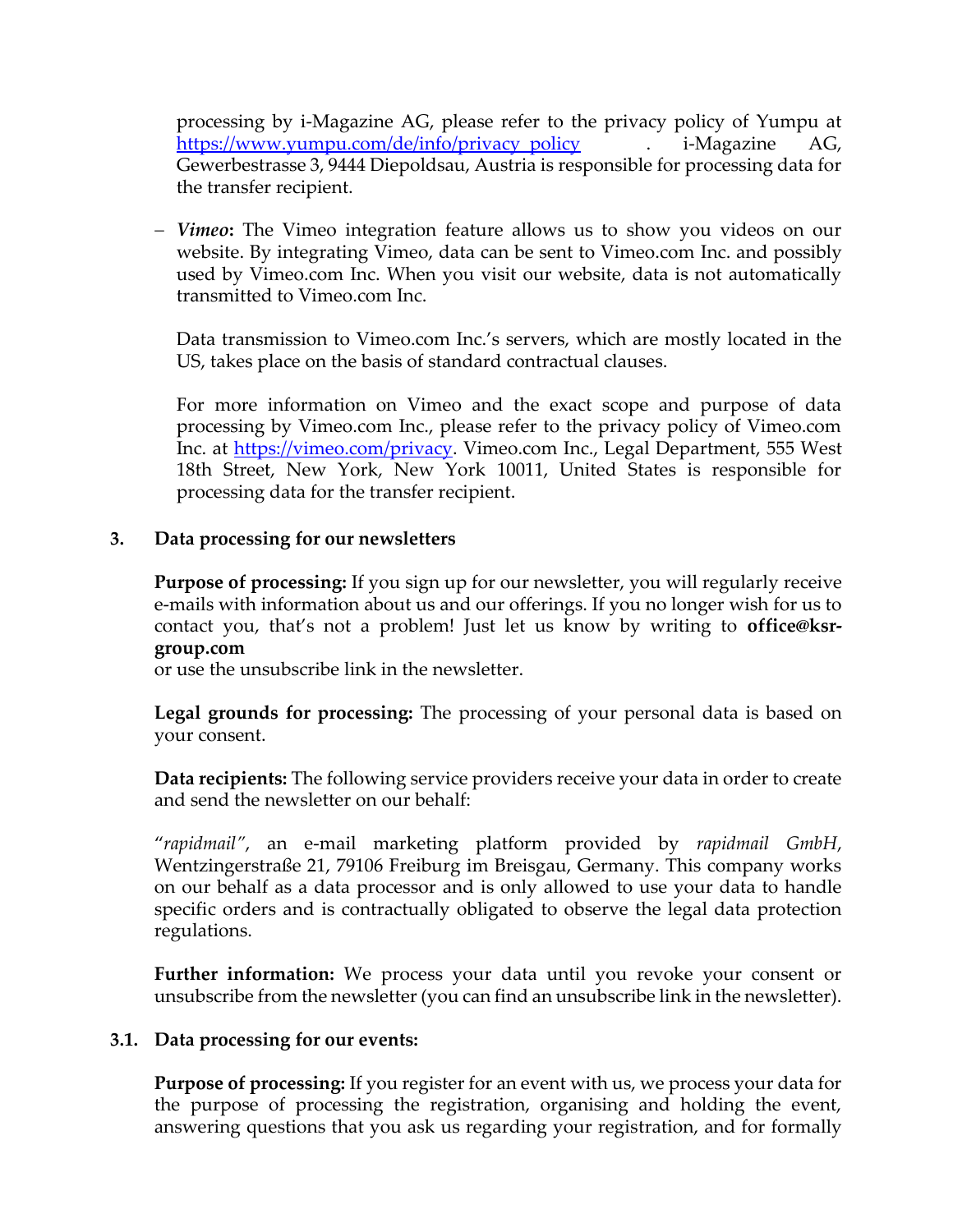processing by i-Magazine AG, please refer to the privacy policy of Yumpu at [https://www.yumpu.com/de/info/privacy_policy](https://www.yumpu.com/de/info/privacy_policy) . i-Magazine AG, Gewerbestrasse 3, 9444 Diepoldsau, Austria is responsible for processing data for the transfer recipient.

– ***Vimeo*****:** The Vimeo integration feature allows us to show you videos on our website. By integrating Vimeo, data can be sent to Vimeo.com Inc. and possibly used by Vimeo.com Inc. When you visit our website, data is not automatically transmitted to Vimeo.com Inc.

  Data transmission to Vimeo.com Inc.'s servers, which are mostly located in the US, takes place on the basis of standard contractual clauses.

  For more information on Vimeo and the exact scope and purpose of data processing by Vimeo.com Inc., please refer to the privacy policy of Vimeo.com Inc. at [https://vimeo.com/privacy](https://vimeo.com/privacy). Vimeo.com Inc., Legal Department, 555 West 18th Street, New York, New York 10011, United States is responsible for processing data for the transfer recipient.

### 3. Data processing for our newsletters

**Purpose of processing:** If you sign up for our newsletter, you will regularly receive e-mails with information about us and our offerings. If you no longer wish for us to contact you, that's not a problem! Just let us know by writing to **office@ksr-group.com**
or use the unsubscribe link in the newsletter.

**Legal grounds for processing:** The processing of your personal data is based on your consent.

**Data recipients:** The following service providers receive your data in order to create and send the newsletter on our behalf:

"*rapidmail"*, an e-mail marketing platform provided by *rapidmail GmbH*, Wentzingerstraße 21, 79106 Freiburg im Breisgau, Germany. This company works on our behalf as a data processor and is only allowed to use your data to handle specific orders and is contractually obligated to observe the legal data protection regulations.

**Further information:** We process your data until you revoke your consent or unsubscribe from the newsletter (you can find an unsubscribe link in the newsletter).

### 3.1. Data processing for our events:

**Purpose of processing:** If you register for an event with us, we process your data for the purpose of processing the registration, organising and holding the event, answering questions that you ask us regarding your registration, and for formally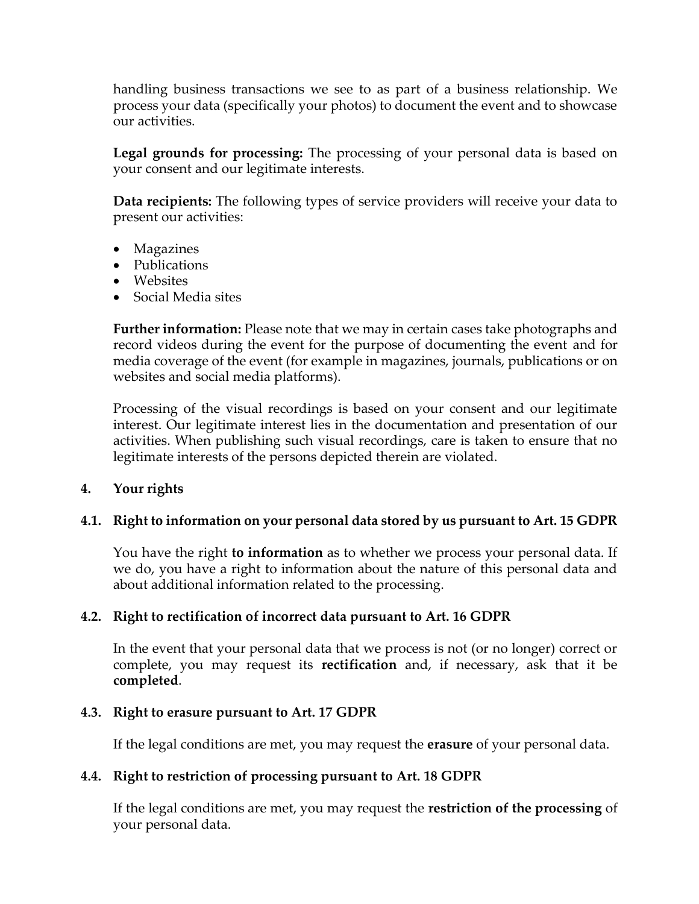handling business transactions we see to as part of a business relationship. We process your data (specifically your photos) to document the event and to showcase our activities.

**Legal grounds for processing:** The processing of your personal data is based on your consent and our legitimate interests.

**Data recipients:** The following types of service providers will receive your data to present our activities:

- Magazines
- Publications
- Websites
- Social Media sites

**Further information:** Please note that we may in certain cases take photographs and record videos during the event for the purpose of documenting the event and for media coverage of the event (for example in magazines, journals, publications or on websites and social media platforms).

Processing of the visual recordings is based on your consent and our legitimate interest. Our legitimate interest lies in the documentation and presentation of our activities. When publishing such visual recordings, care is taken to ensure that no legitimate interests of the persons depicted therein are violated.

## 4. Your rights

### 4.1. Right to information on your personal data stored by us pursuant to Art. 15 GDPR

You have the right **to information** as to whether we process your personal data. If we do, you have a right to information about the nature of this personal data and about additional information related to the processing.

### 4.2. Right to rectification of incorrect data pursuant to Art. 16 GDPR

In the event that your personal data that we process is not (or no longer) correct or complete, you may request its **rectification** and, if necessary, ask that it be **completed**.

### 4.3. Right to erasure pursuant to Art. 17 GDPR

If the legal conditions are met, you may request the **erasure** of your personal data.

### 4.4. Right to restriction of processing pursuant to Art. 18 GDPR

If the legal conditions are met, you may request the **restriction of the processing** of your personal data.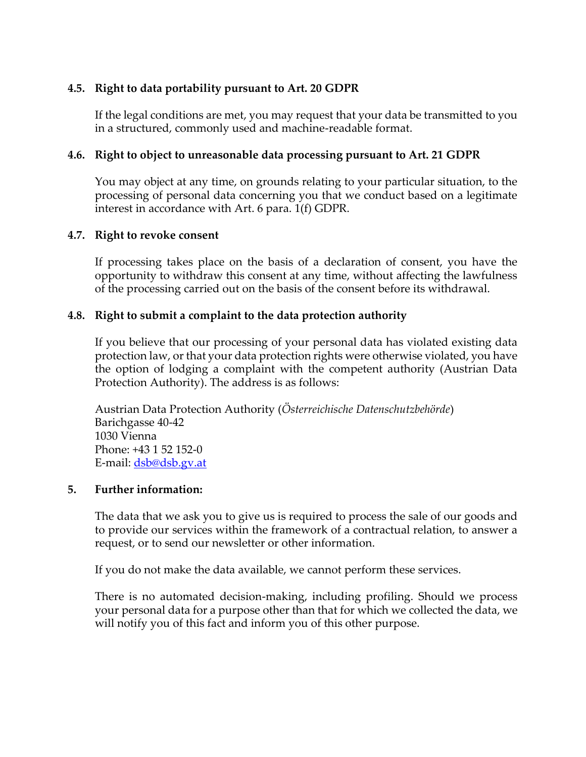### 4.5. Right to data portability pursuant to Art. 20 GDPR

If the legal conditions are met, you may request that your data be transmitted to you in a structured, commonly used and machine-readable format.

### 4.6. Right to object to unreasonable data processing pursuant to Art. 21 GDPR

You may object at any time, on grounds relating to your particular situation, to the processing of personal data concerning you that we conduct based on a legitimate interest in accordance with Art. 6 para. 1(f) GDPR.

### 4.7. Right to revoke consent

If processing takes place on the basis of a declaration of consent, you have the opportunity to withdraw this consent at any time, without affecting the lawfulness of the processing carried out on the basis of the consent before its withdrawal.

### 4.8. Right to submit a complaint to the data protection authority

If you believe that our processing of your personal data has violated existing data protection law, or that your data protection rights were otherwise violated, you have the option of lodging a complaint with the competent authority (Austrian Data Protection Authority). The address is as follows:

Austrian Data Protection Authority (*Österreichische Datenschutzbehörde*)
Barichgasse 40-42
1030 Vienna
Phone: +43 1 52 152-0
E-mail: dsb@dsb.gv.at

## 5. Further information:

The data that we ask you to give us is required to process the sale of our goods and to provide our services within the framework of a contractual relation, to answer a request, or to send our newsletter or other information.

If you do not make the data available, we cannot perform these services.

There is no automated decision-making, including profiling. Should we process your personal data for a purpose other than that for which we collected the data, we will notify you of this fact and inform you of this other purpose.